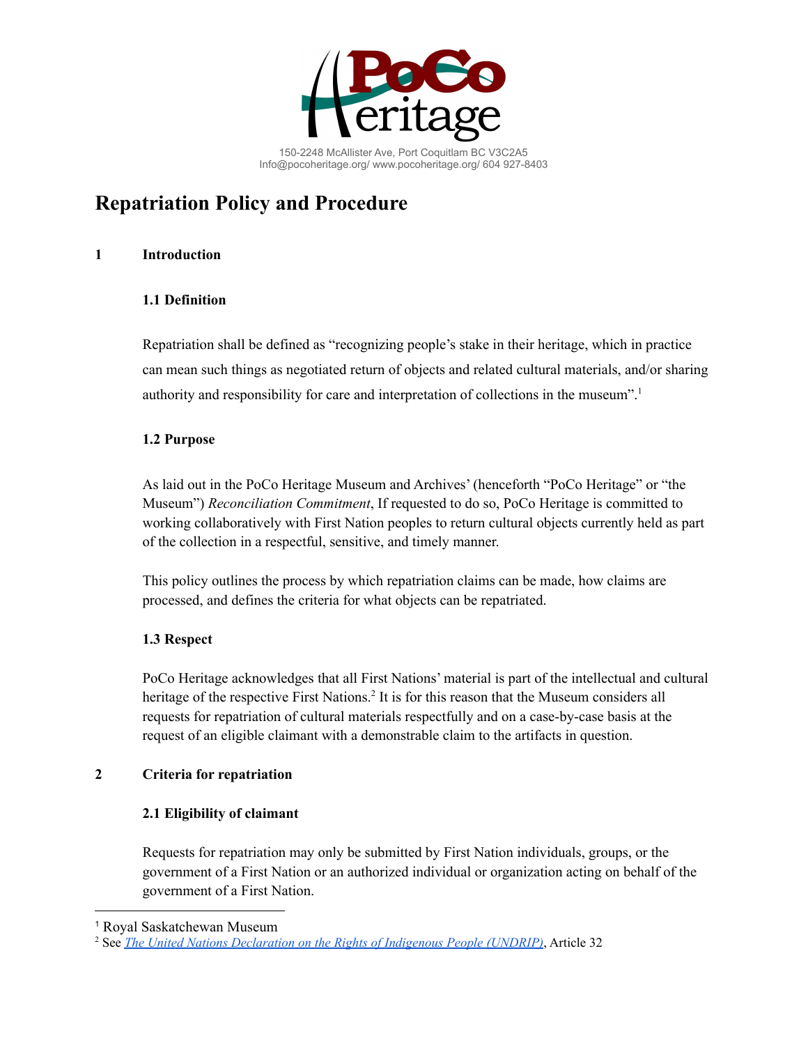150-2248 McAllister Ave, Port Coquitlam BC V3C2A5
Info@pocoheritage.org/ www.pocoheritage.org/ 604 927-8403

# Repatriation Policy and Procedure

## 1 Introduction

### 1.1 Definition

Repatriation shall be defined as "recognizing people's stake in their heritage, which in practice can mean such things as negotiated return of objects and related cultural materials, and/or sharing authority and responsibility for care and interpretation of collections in the museum".[1]

### 1.2 Purpose

As laid out in the PoCo Heritage Museum and Archives' (henceforth "PoCo Heritage" or "the Museum") *Reconciliation Commitment*, If requested to do so, PoCo Heritage is committed to working collaboratively with First Nation peoples to return cultural objects currently held as part of the collection in a respectful, sensitive, and timely manner.

This policy outlines the process by which repatriation claims can be made, how claims are processed, and defines the criteria for what objects can be repatriated.

### 1.3 Respect

PoCo Heritage acknowledges that all First Nations' material is part of the intellectual and cultural heritage of the respective First Nations.[2] It is for this reason that the Museum considers all requests for repatriation of cultural materials respectfully and on a case-by-case basis at the request of an eligible claimant with a demonstrable claim to the artifacts in question.

## 2 Criteria for repatriation

### 2.1 Eligibility of claimant

Requests for repatriation may only be submitted by First Nation individuals, groups, or the government of a First Nation or an authorized individual or organization acting on behalf of the government of a First Nation.

---

[1] Royal Saskatchewan Museum

[2] See *The United Nations Declaration on the Rights of Indigenous People (UNDRIP)*, Article 32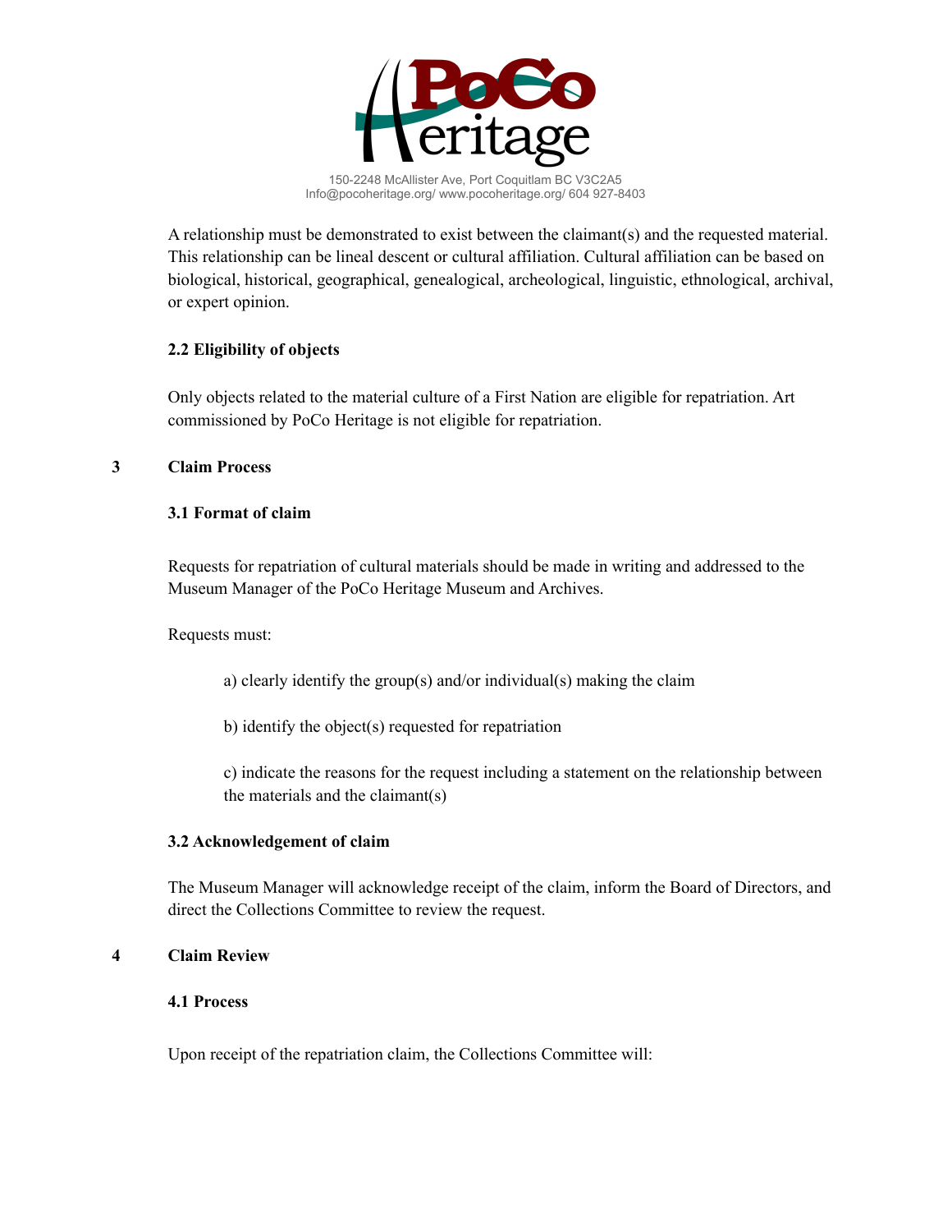A relationship must be demonstrated to exist between the claimant(s) and the requested material. This relationship can be lineal descent or cultural affiliation. Cultural affiliation can be based on biological, historical, geographical, genealogical, archeological, linguistic, ethnological, archival, or expert opinion.

### 2.2 Eligibility of objects

Only objects related to the material culture of a First Nation are eligible for repatriation. Art commissioned by PoCo Heritage is not eligible for repatriation.

## 3 Claim Process

### 3.1 Format of claim

Requests for repatriation of cultural materials should be made in writing and addressed to the Museum Manager of the PoCo Heritage Museum and Archives.

Requests must:

a) clearly identify the group(s) and/or individual(s) making the claim

b) identify the object(s) requested for repatriation

c) indicate the reasons for the request including a statement on the relationship between the materials and the claimant(s)

### 3.2 Acknowledgement of claim

The Museum Manager will acknowledge receipt of the claim, inform the Board of Directors, and direct the Collections Committee to review the request.

## 4 Claim Review

### 4.1 Process

Upon receipt of the repatriation claim, the Collections Committee will: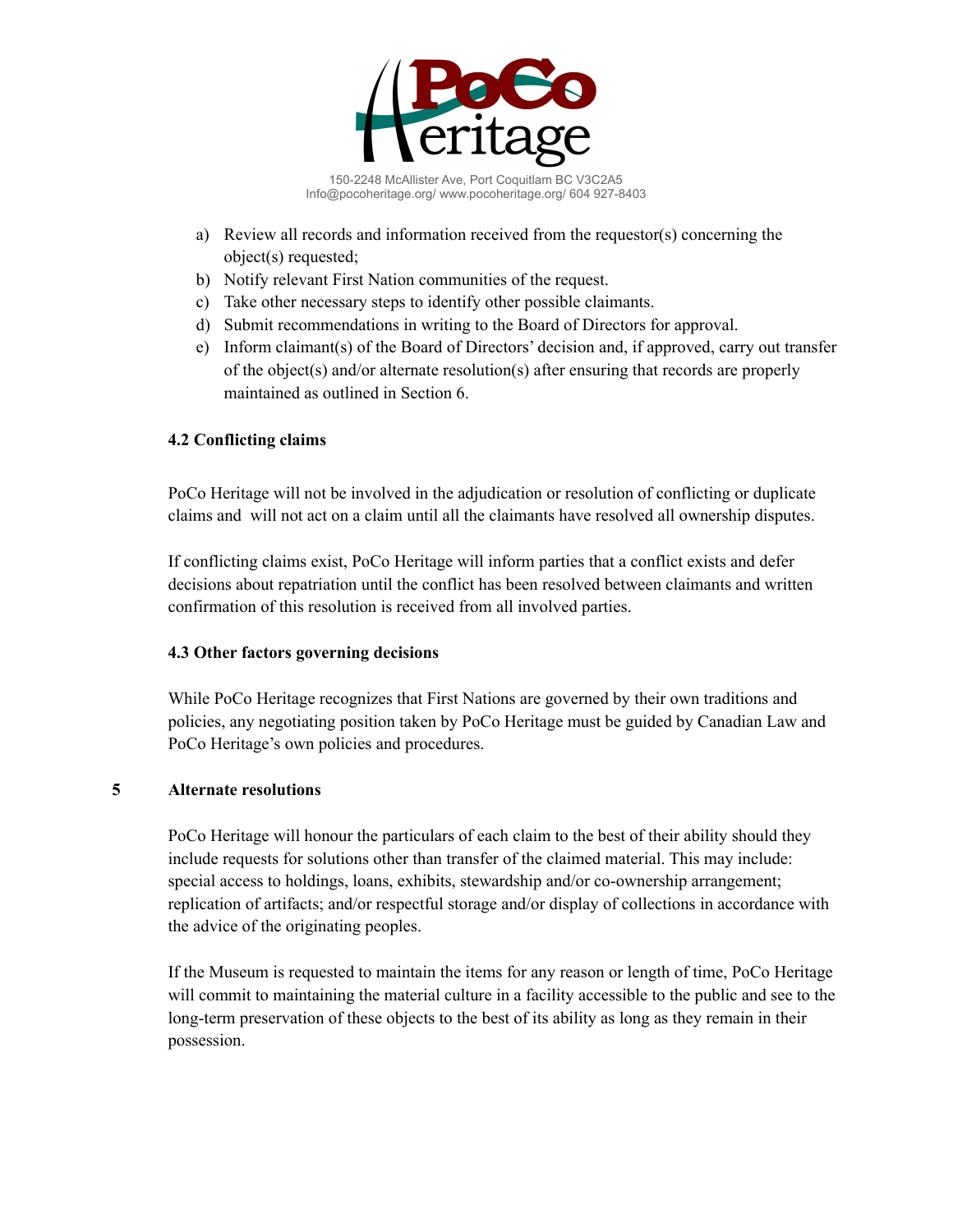a) Review all records and information received from the requestor(s) concerning the object(s) requested;
b) Notify relevant First Nation communities of the request.
c) Take other necessary steps to identify other possible claimants.
d) Submit recommendations in writing to the Board of Directors for approval.
e) Inform claimant(s) of the Board of Directors' decision and, if approved, carry out transfer of the object(s) and/or alternate resolution(s) after ensuring that records are properly maintained as outlined in Section 6.

### 4.2 Conflicting claims

PoCo Heritage will not be involved in the adjudication or resolution of conflicting or duplicate claims and will not act on a claim until all the claimants have resolved all ownership disputes.

If conflicting claims exist, PoCo Heritage will inform parties that a conflict exists and defer decisions about repatriation until the conflict has been resolved between claimants and written confirmation of this resolution is received from all involved parties.

### 4.3 Other factors governing decisions

While PoCo Heritage recognizes that First Nations are governed by their own traditions and policies, any negotiating position taken by PoCo Heritage must be guided by Canadian Law and PoCo Heritage's own policies and procedures.

## 5 Alternate resolutions

PoCo Heritage will honour the particulars of each claim to the best of their ability should they include requests for solutions other than transfer of the claimed material. This may include: special access to holdings, loans, exhibits, stewardship and/or co-ownership arrangement; replication of artifacts; and/or respectful storage and/or display of collections in accordance with the advice of the originating peoples.

If the Museum is requested to maintain the items for any reason or length of time, PoCo Heritage will commit to maintaining the material culture in a facility accessible to the public and see to the long-term preservation of these objects to the best of its ability as long as they remain in their possession.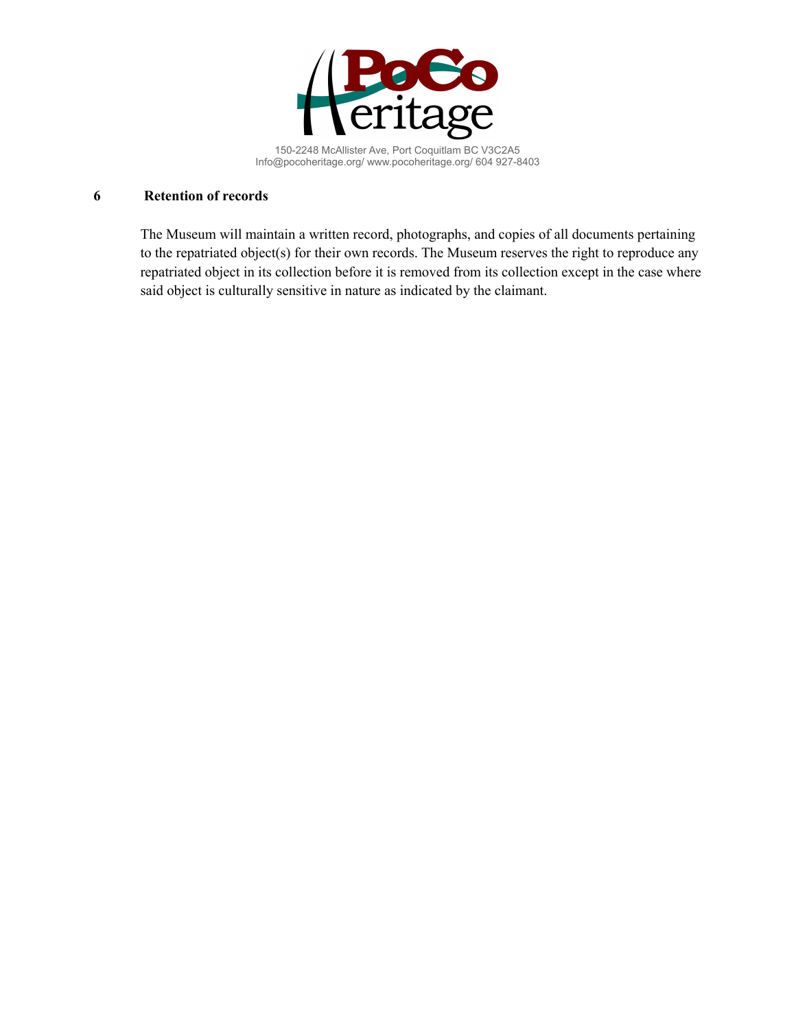## 6 Retention of records

The Museum will maintain a written record, photographs, and copies of all documents pertaining to the repatriated object(s) for their own records. The Museum reserves the right to reproduce any repatriated object in its collection before it is removed from its collection except in the case where said object is culturally sensitive in nature as indicated by the claimant.